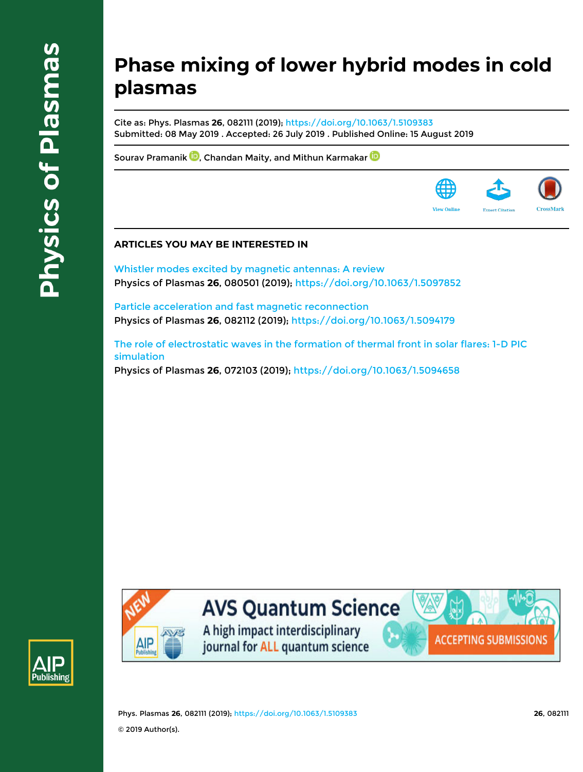# Phase mixing of lower hybrid modes in cold plasmas

Cite as: Phys. Plasmas **26**, 082111 (2019); https://doi.org/10.1063/1.5109383
Submitted: 08 May 2019 . Accepted: 26 July 2019 . Published Online: 15 August 2019

Sourav Pramanik, Chandan Maity, and Mithun Karmakar

View Online Export Citation CrossMark

## ARTICLES YOU MAY BE INTERESTED IN

Whistler modes excited by magnetic antennas: A review
Physics of Plasmas **26**, 080501 (2019); https://doi.org/10.1063/1.5097852

Particle acceleration and fast magnetic reconnection
Physics of Plasmas **26**, 082112 (2019); https://doi.org/10.1063/1.5094179

The role of electrostatic waves in the formation of thermal front in solar flares: 1-D PIC simulation
Physics of Plasmas **26**, 072103 (2019); https://doi.org/10.1063/1.5094658

© 2019 Author(s).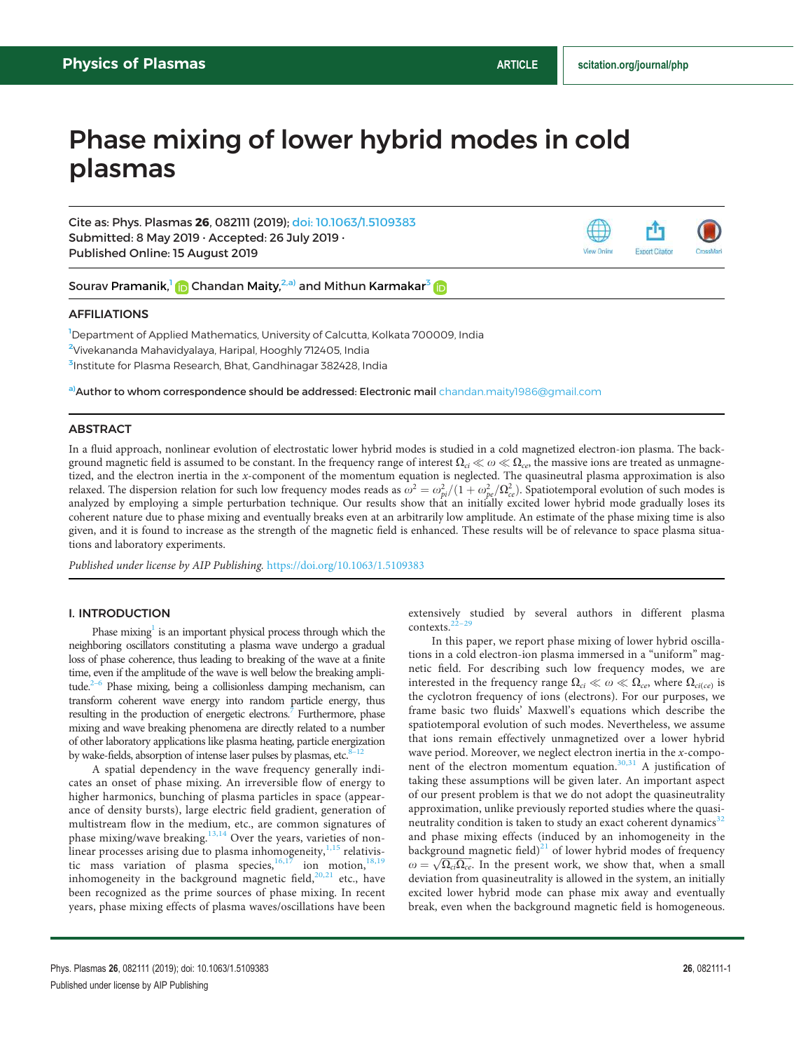# Phase mixing of lower hybrid modes in cold plasmas

Cite as: Phys. Plasmas **26**, 082111 (2019); doi: 10.1063/1.5109383
Submitted: 8 May 2019 · Accepted: 26 July 2019 ·
Published Online: 15 August 2019

Sourav Pramanik,[1] Chandan Maity,[2,a)] and Mithun Karmakar[3]

## AFFILIATIONS

[1]Department of Applied Mathematics, University of Calcutta, Kolkata 700009, India
[2]Vivekananda Mahavidyalaya, Haripal, Hooghly 712405, India
[3]Institute for Plasma Research, Bhat, Gandhinagar 382428, India

[a)]Author to whom correspondence should be addressed: Electronic mail chandan.maity1986@gmail.com

## ABSTRACT

In a fluid approach, nonlinear evolution of electrostatic lower hybrid modes is studied in a cold magnetized electron-ion plasma. The background magnetic field is assumed to be constant. In the frequency range of interest $\Omega_{ci} \ll \omega \ll \Omega_{ce}$, the massive ions are treated as unmagnetized, and the electron inertia in the $x$-component of the momentum equation is neglected. The quasineutral plasma approximation is also relaxed. The dispersion relation for such low frequency modes reads as $\omega^2 = \omega_{pi}^2/(1 + \omega_{pe}^2/\Omega_{ce}^2)$. Spatiotemporal evolution of such modes is analyzed by employing a simple perturbation technique. Our results show that an initially excited lower hybrid mode gradually loses its coherent nature due to phase mixing and eventually breaks even at an arbitrarily low amplitude. An estimate of the phase mixing time is also given, and it is found to increase as the strength of the magnetic field is enhanced. These results will be of relevance to space plasma situations and laboratory experiments.

*Published under license by AIP Publishing.* https://doi.org/10.1063/1.5109383

## I. INTRODUCTION

Phase mixing[1] is an important physical process through which the neighboring oscillators constituting a plasma wave undergo a gradual loss of phase coherence, thus leading to breaking of the wave at a finite time, even if the amplitude of the wave is well below the breaking amplitude.[2–6] Phase mixing, being a collisionless damping mechanism, can transform coherent wave energy into random particle energy, thus resulting in the production of energetic electrons.[7] Furthermore, phase mixing and wave breaking phenomena are directly related to a number of other laboratory applications like plasma heating, particle energization by wake-fields, absorption of intense laser pulses by plasmas, etc.[8–12]

A spatial dependency in the wave frequency generally indicates an onset of phase mixing. An irreversible flow of energy to higher harmonics, bunching of plasma particles in space (appearance of density bursts), large electric field gradient, generation of multistream flow in the medium, etc., are common signatures of phase mixing/wave breaking.[13,14] Over the years, varieties of nonlinear processes arising due to plasma inhomogeneity,[1,15] relativistic mass variation of plasma species,[16,17] ion motion,[18,19] inhomogeneity in the background magnetic field,[20,21] etc., have been recognized as the prime sources of phase mixing. In recent years, phase mixing effects of plasma waves/oscillations have been extensively studied by several authors in different plasma contexts.[22–29]

In this paper, we report phase mixing of lower hybrid oscillations in a cold electron-ion plasma immersed in a "uniform" magnetic field. For describing such low frequency modes, we are interested in the frequency range $\Omega_{ci} \ll \omega \ll \Omega_{ce}$, where $\Omega_{ci(ce)}$ is the cyclotron frequency of ions (electrons). For our purposes, we frame basic two fluids' Maxwell's equations which describe the spatiotemporal evolution of such modes. Nevertheless, we assume that ions remain effectively unmagnetized over a lower hybrid wave period. Moreover, we neglect electron inertia in the $x$-component of the electron momentum equation.[30,31] A justification of taking these assumptions will be given later. An important aspect of our present problem is that we do not adopt the quasineutrality approximation, unlike previously reported studies where the quasineutrality condition is taken to study an exact coherent dynamics[32] and phase mixing effects (induced by an inhomogeneity in the background magnetic field)[21] of lower hybrid modes of frequency $\omega = \sqrt{\Omega_{ci}\Omega_{ce}}$. In the present work, we show that, when a small deviation from quasineutrality is allowed in the system, an initially excited lower hybrid mode can phase mix away and eventually break, even when the background magnetic field is homogeneous.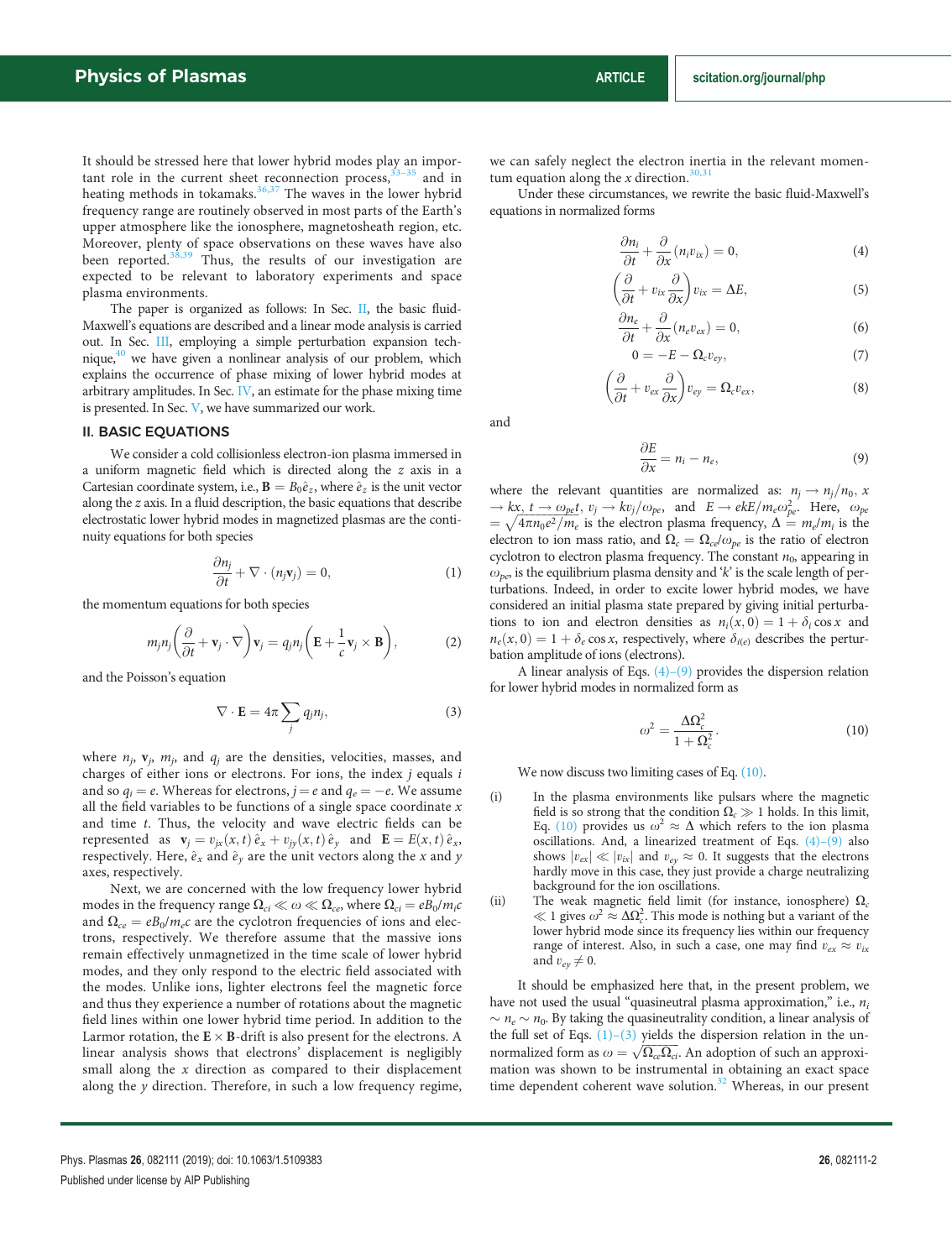It should be stressed here that lower hybrid modes play an important role in the current sheet reconnection process,[33–35] and in heating methods in tokamaks.[36,37] The waves in the lower hybrid frequency range are routinely observed in most parts of the Earth's upper atmosphere like the ionosphere, magnetosheath region, etc. Moreover, plenty of space observations on these waves have also been reported.[38,39] Thus, the results of our investigation are expected to be relevant to laboratory experiments and space plasma environments.

The paper is organized as follows: In Sec. II, the basic fluid-Maxwell's equations are described and a linear mode analysis is carried out. In Sec. III, employing a simple perturbation expansion technique,[40] we have given a nonlinear analysis of our problem, which explains the occurrence of phase mixing of lower hybrid modes at arbitrary amplitudes. In Sec. IV, an estimate for the phase mixing time is presented. In Sec. V, we have summarized our work.

## II. BASIC EQUATIONS

We consider a cold collisionless electron-ion plasma immersed in a uniform magnetic field which is directed along the $z$ axis in a Cartesian coordinate system, i.e., $\mathbf{B} = B_0\hat{e}_z$, where $\hat{e}_z$ is the unit vector along the $z$ axis. In a fluid description, the basic equations that describe electrostatic lower hybrid modes in magnetized plasmas are the continuity equations for both species

$$\frac{\partial n_j}{\partial t} + \nabla\cdot(n_j\mathbf{v}_j) = 0, \tag{1}$$

the momentum equations for both species

$$m_j n_j\left(\frac{\partial}{\partial t} + \mathbf{v}_j\cdot\nabla\right)\mathbf{v}_j = q_j n_j\left(\mathbf{E} + \frac{1}{c}\mathbf{v}_j\times\mathbf{B}\right), \tag{2}$$

and the Poisson's equation

$$\nabla\cdot\mathbf{E} = 4\pi\sum_j q_j n_j, \tag{3}$$

where $n_j$, $\mathbf{v}_j$, $m_j$, and $q_j$ are the densities, velocities, masses, and charges of either ions or electrons. For ions, the index $j$ equals $i$ and so $q_i = e$. Whereas for electrons, $j = e$ and $q_e = -e$. We assume all the field variables to be functions of a single space coordinate $x$ and time $t$. Thus, the velocity and wave electric fields can be represented as $\mathbf{v}_j = v_{jx}(x,t)\,\hat{e}_x + v_{jy}(x,t)\,\hat{e}_y$ and $\mathbf{E} = E(x,t)\,\hat{e}_x$, respectively. Here, $\hat{e}_x$ and $\hat{e}_y$ are the unit vectors along the $x$ and $y$ axes, respectively.

Next, we are concerned with the low frequency lower hybrid modes in the frequency range $\Omega_{ci} \ll \omega \ll \Omega_{ce}$, where $\Omega_{ci} = eB_0/m_i c$ and $\Omega_{ce} = eB_0/m_e c$ are the cyclotron frequencies of ions and electrons, respectively. We therefore assume that the massive ions remain effectively unmagnetized in the time scale of lower hybrid modes, and they only respond to the electric field associated with the modes. Unlike ions, lighter electrons feel the magnetic force and thus they experience a number of rotations about the magnetic field lines within one lower hybrid time period. In addition to the Larmor rotation, the $\mathbf{E}\times\mathbf{B}$-drift is also present for the electrons. A linear analysis shows that electrons' displacement is negligibly small along the $x$ direction as compared to their displacement along the $y$ direction. Therefore, in such a low frequency regime, we can safely neglect the electron inertia in the relevant momentum equation along the $x$ direction.[30,31]

Under these circumstances, we rewrite the basic fluid-Maxwell's equations in normalized forms

$$\frac{\partial n_i}{\partial t} + \frac{\partial}{\partial x}(n_i v_{ix}) = 0, \tag{4}$$

$$\left(\frac{\partial}{\partial t} + v_{ix}\frac{\partial}{\partial x}\right)v_{ix} = \Delta E, \tag{5}$$

$$\frac{\partial n_e}{\partial t} + \frac{\partial}{\partial x}(n_e v_{ex}) = 0, \tag{6}$$

$$0 = -E - \Omega_c v_{ey}, \tag{7}$$

$$\left(\frac{\partial}{\partial t} + v_{ex}\frac{\partial}{\partial x}\right)v_{ey} = \Omega_c v_{ex}, \tag{8}$$

and

$$\frac{\partial E}{\partial x} = n_i - n_e, \tag{9}$$

where the relevant quantities are normalized as: $n_j \to n_j/n_0$, $x \to kx$, $t \to \omega_{pe}t$, $v_j \to kv_j/\omega_{pe}$, and $E \to ekE/m_e\omega_{pe}^2$. Here, $\omega_{pe} = \sqrt{4\pi n_0 e^2/m_e}$ is the electron plasma frequency, $\Delta = m_e/m_i$ is the electron to ion mass ratio, and $\Omega_c = \Omega_{ce}/\omega_{pe}$ is the ratio of electron cyclotron to electron plasma frequency. The constant $n_0$, appearing in $\omega_{pe}$, is the equilibrium plasma density and '$k$' is the scale length of perturbations. Indeed, in order to excite lower hybrid modes, we have considered an initial plasma state prepared by giving initial perturbations to ion and electron densities as $n_i(x,0) = 1 + \delta_i\cos x$ and $n_e(x,0) = 1 + \delta_e\cos x$, respectively, where $\delta_{i(e)}$ describes the perturbation amplitude of ions (electrons).

A linear analysis of Eqs. (4)–(9) provides the dispersion relation for lower hybrid modes in normalized form as

$$\omega^2 = \frac{\Delta\Omega_c^2}{1+\Omega_c^2}. \tag{10}$$

We now discuss two limiting cases of Eq. (10).

(i) In the plasma environments like pulsars where the magnetic field is so strong that the condition $\Omega_c \gg 1$ holds. In this limit, Eq. (10) provides us $\omega^2 \approx \Delta$ which refers to the ion plasma oscillations. And, a linearized treatment of Eqs. (4)–(9) also shows $|v_{ex}| \ll |v_{ix}|$ and $v_{ey} \approx 0$. It suggests that the electrons hardly move in this case, they just provide a charge neutralizing background for the ion oscillations.

(ii) The weak magnetic field limit (for instance, ionosphere) $\Omega_c \ll 1$ gives $\omega^2 \approx \Delta\Omega_c^2$. This mode is nothing but a variant of the lower hybrid mode since its frequency lies within our frequency range of interest. Also, in such a case, one may find $v_{ex} \approx v_{ix}$ and $v_{ey} \neq 0$.

It should be emphasized here that, in the present problem, we have not used the usual "quasineutral plasma approximation," i.e., $n_i \sim n_e \sim n_0$. By taking the quasineutrality condition, a linear analysis of the full set of Eqs. (1)–(3) yields the dispersion relation in the unnormalized form as $\omega = \sqrt{\Omega_{ce}\Omega_{ci}}$. An adoption of such an approximation was shown to be instrumental in obtaining an exact space time dependent coherent wave solution.[32] Whereas, in our present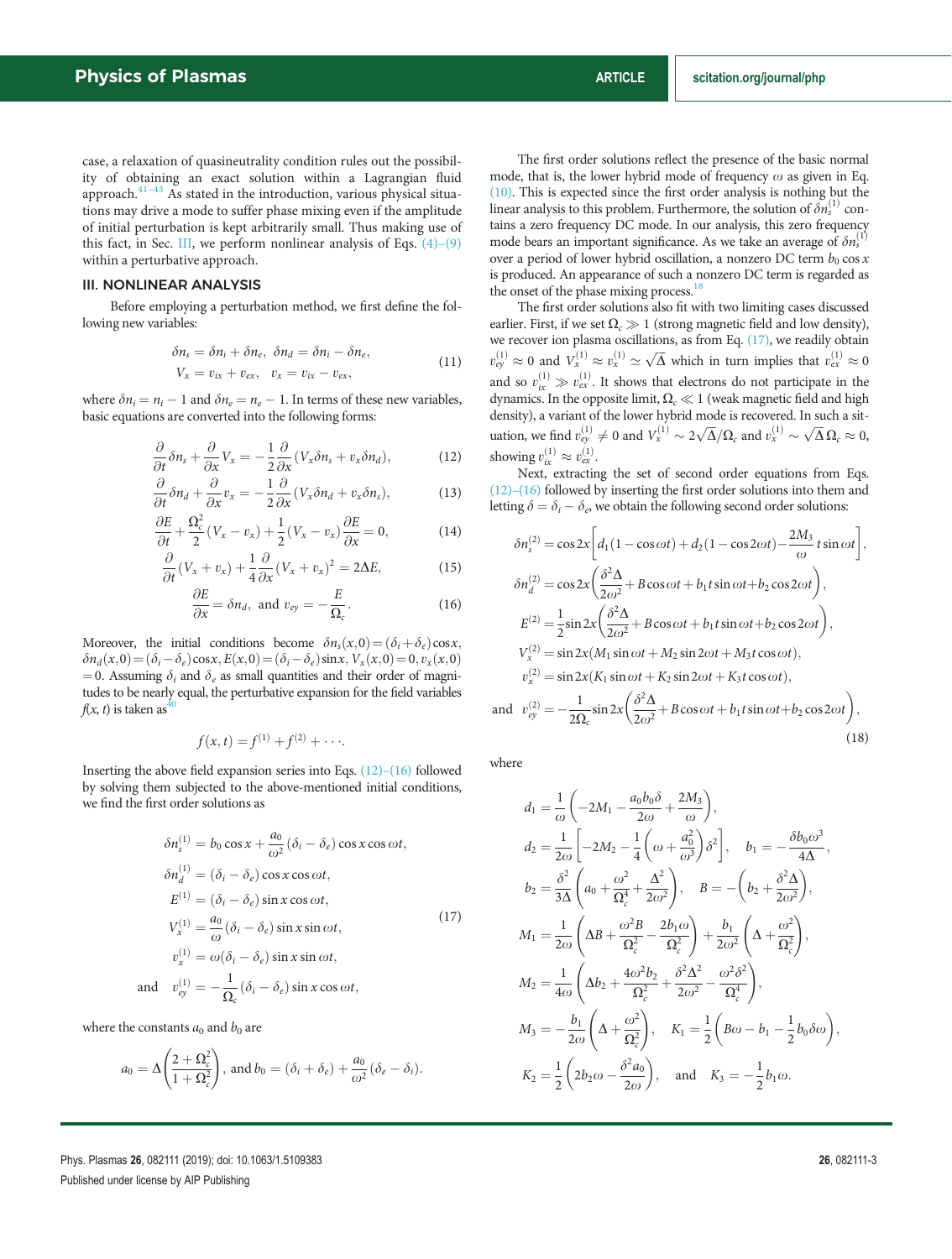case, a relaxation of quasineutrality condition rules out the possibility of obtaining an exact solution within a Lagrangian fluid approach.[41–43] As stated in the introduction, various physical situations may drive a mode to suffer phase mixing even if the amplitude of initial perturbation is kept arbitrarily small. Thus making use of this fact, in Sec. III, we perform nonlinear analysis of Eqs. (4)–(9) within a perturbative approach.

## III. NONLINEAR ANALYSIS

Before employing a perturbation method, we first define the following new variables:

$$\delta n_s = \delta n_i + \delta n_e,\ \ \delta n_d = \delta n_i - \delta n_e,$$
$$V_x = v_{ix} + v_{ex},\ \ v_x = v_{ix} - v_{ex}, \tag{11}$$

where $\delta n_i = n_i - 1$ and $\delta n_e = n_e - 1$. In terms of these new variables, basic equations are converted into the following forms:

$$\frac{\partial}{\partial t}\delta n_s + \frac{\partial}{\partial x}V_x = -\frac{1}{2}\frac{\partial}{\partial x}\left(V_x \delta n_s + v_x \delta n_d\right), \tag{12}$$

$$\frac{\partial}{\partial t}\delta n_d + \frac{\partial}{\partial x}v_x = -\frac{1}{2}\frac{\partial}{\partial x}\left(V_x \delta n_d + v_x \delta n_s\right), \tag{13}$$

$$\frac{\partial E}{\partial t} + \frac{\Omega_c^2}{2}\left(V_x - v_x\right) + \frac{1}{2}\left(V_x - v_x\right)\frac{\partial E}{\partial x} = 0, \tag{14}$$

$$\frac{\partial}{\partial t}\left(V_x + v_x\right) + \frac{1}{4}\frac{\partial}{\partial x}\left(V_x + v_x\right)^2 = 2\Delta E, \tag{15}$$

$$\frac{\partial E}{\partial x} = \delta n_d,\ \text{ and }\ v_{ey} = -\frac{E}{\Omega_c}. \tag{16}$$

Moreover, the initial conditions become $\delta n_s(x,0) = (\delta_i + \delta_e)\cos x$, $\delta n_d(x,0) = (\delta_i - \delta_e)\cos x$, $E(x,0) = (\delta_i - \delta_e)\sin x$, $V_x(x,0) = 0$, $v_x(x,0) = 0$. Assuming $\delta_i$ and $\delta_e$ as small quantities and their order of magnitudes to be nearly equal, the perturbative expansion for the field variables $f(x,t)$ is taken as[40]

$$f(x,t) = f^{(1)} + f^{(2)} + \cdots.$$

Inserting the above field expansion series into Eqs. (12)–(16) followed by solving them subjected to the above-mentioned initial conditions, we find the first order solutions as

$$
\begin{aligned}
\delta n_s^{(1)} &= b_0 \cos x + \frac{a_0}{\omega^2}(\delta_i - \delta_e)\cos x \cos \omega t,\\
\delta n_d^{(1)} &= (\delta_i - \delta_e)\cos x \cos \omega t,\\
E^{(1)} &= (\delta_i - \delta_e)\sin x \cos \omega t,\\
V_x^{(1)} &= \frac{a_0}{\omega}(\delta_i - \delta_e)\sin x \sin \omega t,\\
v_x^{(1)} &= \omega(\delta_i - \delta_e)\sin x \sin \omega t,\\
\text{and}\quad v_{ey}^{(1)} &= -\frac{1}{\Omega_c}(\delta_i - \delta_e)\sin x \cos \omega t,
\end{aligned}
\tag{17}
$$

where the constants $a_0$ and $b_0$ are

$$a_0 = \Delta\left(\frac{2+\Omega_c^2}{1+\Omega_c^2}\right),\ \text{and}\ b_0 = (\delta_i + \delta_e) + \frac{a_0}{\omega^2}(\delta_e - \delta_i).$$

The first order solutions reflect the presence of the basic normal mode, that is, the lower hybrid mode of frequency $\omega$ as given in Eq. (10). This is expected since the first order analysis is nothing but the linear analysis to this problem. Furthermore, the solution of $\delta n_s^{(1)}$ contains a zero frequency DC mode. In our analysis, this zero frequency mode bears an important significance. As we take an average of $\delta n_s^{(1)}$ over a period of lower hybrid oscillation, a nonzero DC term $b_0 \cos x$ is produced. An appearance of such a nonzero DC term is regarded as the onset of the phase mixing process.[18]

The first order solutions also fit with two limiting cases discussed earlier. First, if we set $\Omega_c \gg 1$ (strong magnetic field and low density), we recover ion plasma oscillations, as from Eq. (17), we readily obtain $v_{ey}^{(1)} \approx 0$ and $V_x^{(1)} \approx v_x^{(1)} \simeq \sqrt{\Delta}$ which in turn implies that $v_{ex}^{(1)} \approx 0$ and so $v_{ix}^{(1)} \gg v_{ex}^{(1)}$. It shows that electrons do not participate in the dynamics. In the opposite limit, $\Omega_c \ll 1$ (weak magnetic field and high density), a variant of the lower hybrid mode is recovered. In such a situation, we find $v_{ey}^{(1)} \neq 0$ and $V_x^{(1)} \sim 2\sqrt{\Delta}/\Omega_c$ and $v_x^{(1)} \sim \sqrt{\Delta}\,\Omega_c \approx 0$, showing $v_{ix}^{(1)} \approx v_{ex}^{(1)}$.

Next, extracting the set of second order equations from Eqs. (12)–(16) followed by inserting the first order solutions into them and letting $\delta = \delta_i - \delta_e$, we obtain the following second order solutions:

$$
\begin{aligned}
\delta n_s^{(2)} &= \cos 2x\left[d_1(1-\cos\omega t) + d_2(1-\cos 2\omega t) - \frac{2M_3}{\omega}t\sin\omega t\right],\\
\delta n_d^{(2)} &= \cos 2x\left(\frac{\delta^2\Delta}{2\omega^2} + B\cos\omega t + b_1 t\sin\omega t + b_2\cos 2\omega t\right),\\
E^{(2)} &= \frac{1}{2}\sin 2x\left(\frac{\delta^2\Delta}{2\omega^2} + B\cos\omega t + b_1 t\sin\omega t + b_2\cos 2\omega t\right),\\
V_x^{(2)} &= \sin 2x\left(M_1\sin\omega t + M_2\sin 2\omega t + M_3 t\cos\omega t\right),\\
v_x^{(2)} &= \sin 2x\left(K_1\sin\omega t + K_2\sin 2\omega t + K_3 t\cos\omega t\right),\\
\text{and}\quad v_{ey}^{(2)} &= -\frac{1}{2\Omega_c}\sin 2x\left(\frac{\delta^2\Delta}{2\omega^2} + B\cos\omega t + b_1 t\sin\omega t + b_2\cos 2\omega t\right),
\end{aligned}
\tag{18}
$$

where

$$
\begin{aligned}
d_1 &= \frac{1}{\omega}\left(-2M_1 - \frac{a_0 b_0 \delta}{2\omega} + \frac{2M_3}{\omega}\right),\\
d_2 &= \frac{1}{2\omega}\left[-2M_2 - \frac{1}{4}\left(\omega + \frac{a_0^2}{\omega^3}\right)\delta^2\right],\quad b_1 = -\frac{\delta b_0 \omega^3}{4\Delta},\\
b_2 &= \frac{\delta^2}{3\Delta}\left(a_0 + \frac{\omega^2}{\Omega_c^4} + \frac{\Delta^2}{2\omega^2}\right),\quad B = -\left(b_2 + \frac{\delta^2\Delta}{2\omega^2}\right),\\
M_1 &= \frac{1}{2\omega}\left(\Delta B + \frac{\omega^2 B}{\Omega_c^2} - \frac{2b_1\omega}{\Omega_c^2}\right) + \frac{b_1}{2\omega^2}\left(\Delta + \frac{\omega^2}{\Omega_c^2}\right),\\
M_2 &= \frac{1}{4\omega}\left(\Delta b_2 + \frac{4\omega^2 b_2}{\Omega_c^2} + \frac{\delta^2\Delta^2}{2\omega^2} - \frac{\omega^2\delta^2}{\Omega_c^4}\right),\\
M_3 &= -\frac{b_1}{2\omega}\left(\Delta + \frac{\omega^2}{\Omega_c^2}\right),\quad K_1 = \frac{1}{2}\left(B\omega - b_1 - \frac{1}{2}b_0\delta\omega\right),\\
K_2 &= \frac{1}{2}\left(2b_2\omega - \frac{\delta^2 a_0}{2\omega}\right),\quad \text{and}\quad K_3 = -\frac{1}{2}b_1\omega.
\end{aligned}
$$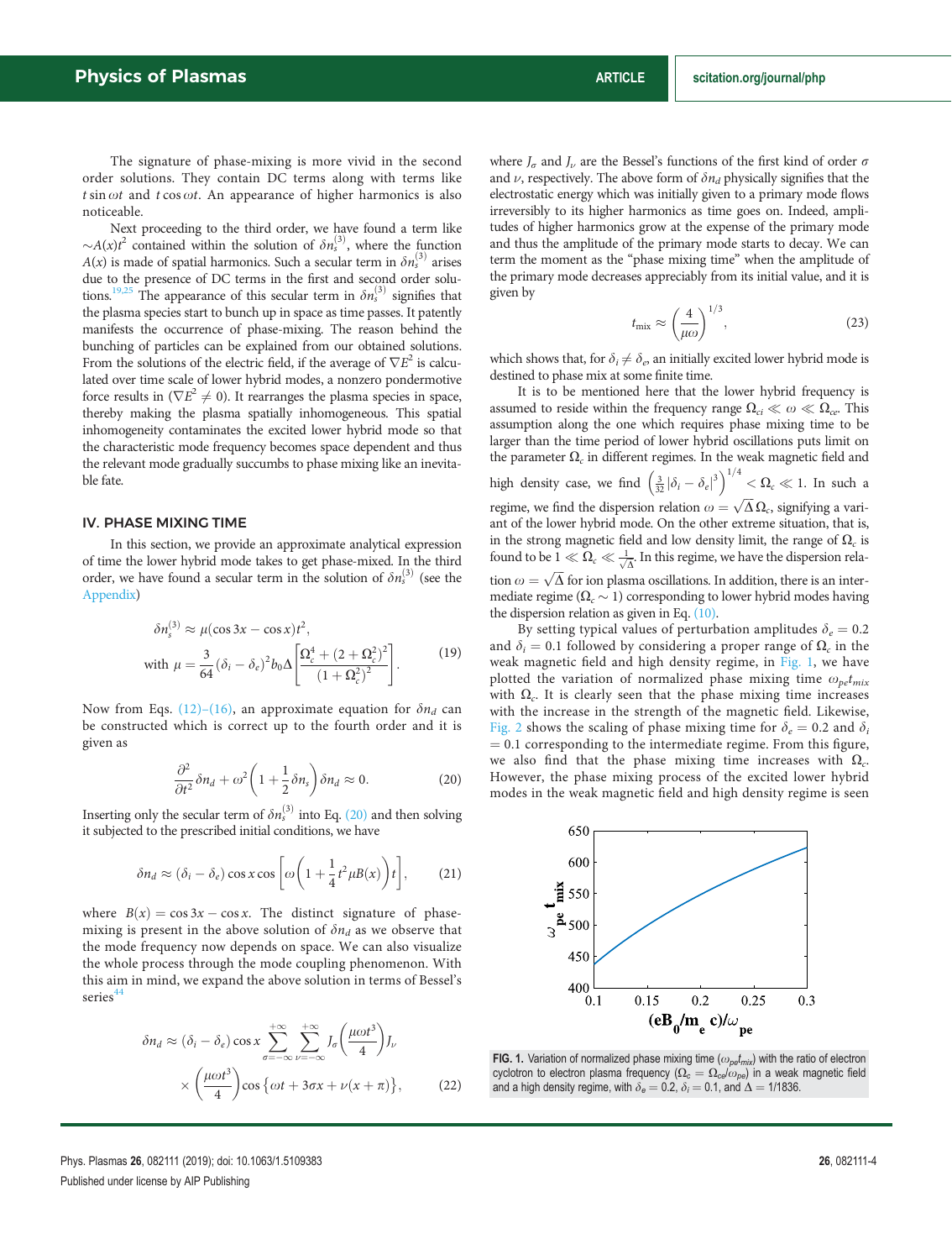The signature of phase-mixing is more vivid in the second order solutions. They contain DC terms along with terms like $t\sin\omega t$ and $t\cos\omega t$. An appearance of higher harmonics is also noticeable.

Next proceeding to the third order, we have found a term like $\sim A(x)t^2$ contained within the solution of $\delta n_s^{(3)}$, where the function $A(x)$ is made of spatial harmonics. Such a secular term in $\delta n_s^{(3)}$ arises due to the presence of DC terms in the first and second order solutions.[19,25] The appearance of this secular term in $\delta n_s^{(3)}$ signifies that the plasma species start to bunch up in space as time passes. It patently manifests the occurrence of phase-mixing. The reason behind the bunching of particles can be explained from our obtained solutions. From the solutions of the electric field, if the average of $\nabla E^2$ is calculated over time scale of lower hybrid modes, a nonzero ponderomotive force results in ($\nabla E^2 \neq 0$). It rearranges the plasma species in space, thereby making the plasma spatially inhomogeneous. This spatial inhomogeneity contaminates the excited lower hybrid mode so that the characteristic mode frequency becomes space dependent and thus the relevant mode gradually succumbs to phase mixing like an inevitable fate.

## IV. PHASE MIXING TIME

In this section, we provide an approximate analytical expression of time the lower hybrid mode takes to get phase-mixed. In the third order, we have found a secular term in the solution of $\delta n_s^{(3)}$ (see the Appendix)

$$\delta n_s^{(3)} \approx \mu(\cos 3x - \cos x)t^2,$$
$$\text{with } \mu = \frac{3}{64}(\delta_i - \delta_e)^2 b_0 \Delta\left[\frac{\Omega_c^4 + (2+\Omega_c^2)^2}{(1+\Omega_c^2)^2}\right]. \tag{19}$$

Now from Eqs. (12)–(16), an approximate equation for $\delta n_d$ can be constructed which is correct up to the fourth order and it is given as

$$\frac{\partial^2}{\partial t^2}\delta n_d + \omega^2\left(1 + \frac{1}{2}\delta n_s\right)\delta n_d \approx 0. \tag{20}$$

Inserting only the secular term of $\delta n_s^{(3)}$ into Eq. (20) and then solving it subjected to the prescribed initial conditions, we have

$$\delta n_d \approx (\delta_i - \delta_e)\cos x \cos\left[\omega\left(1 + \frac{1}{4}t^2\mu B(x)\right)t\right], \tag{21}$$

where $B(x) = \cos 3x - \cos x$. The distinct signature of phase-mixing is present in the above solution of $\delta n_d$ as we observe that the mode frequency now depends on space. We can also visualize the whole process through the mode coupling phenomenon. With this aim in mind, we expand the above solution in terms of Bessel's series[44]

$$\delta n_d \approx (\delta_i - \delta_e)\cos x \sum_{\sigma=-\infty}^{+\infty}\sum_{\nu=-\infty}^{+\infty} J_\sigma\left(\frac{\mu\omega t^3}{4}\right) J_\nu \times \left(\frac{\mu\omega t^3}{4}\right)\cos\{\omega t + 3\sigma x + \nu(x+\pi)\}, \tag{22}$$

where $J_\sigma$ and $J_\nu$ are the Bessel's functions of the first kind of order $\sigma$ and $\nu$, respectively. The above form of $\delta n_d$ physically signifies that the electrostatic energy which was initially given to a primary mode flows irreversibly to its higher harmonics as time goes on. Indeed, amplitudes of higher harmonics grow at the expense of the primary mode and thus the amplitude of the primary mode starts to decay. We can term the moment as the "phase mixing time" when the amplitude of the primary mode decreases appreciably from its initial value, and it is given by

$$t_{\rm mix} \approx \left(\frac{4}{\mu\omega}\right)^{1/3}, \tag{23}$$

which shows that, for $\delta_i \neq \delta_e$, an initially excited lower hybrid mode is destined to phase mix at some finite time.

It is to be mentioned here that the lower hybrid frequency is assumed to reside within the frequency range $\Omega_{ci} \ll \omega \ll \Omega_{ce}$. This assumption along the one which requires phase mixing time to be larger than the time period of lower hybrid oscillations puts limit on the parameter $\Omega_c$ in different regimes. In the weak magnetic field and high density case, we find $\left(\frac{3}{32}|\delta_i - \delta_e|^3\right)^{1/4} < \Omega_c \ll 1$. In such a regime, we find the dispersion relation $\omega = \sqrt{\Delta}\,\Omega_c$, signifying a variant of the lower hybrid mode. On the other extreme situation, that is, in the strong magnetic field and low density limit, the range of $\Omega_c$ is found to be $1 \ll \Omega_c \ll \frac{1}{\sqrt{\Delta}}$. In this regime, we have the dispersion relation $\omega = \sqrt{\Delta}$ for ion plasma oscillations. In addition, there is an intermediate regime ($\Omega_c \sim 1$) corresponding to lower hybrid modes having the dispersion relation as given in Eq. (10).

By setting typical values of perturbation amplitudes $\delta_e = 0.2$ and $\delta_i = 0.1$ followed by considering a proper range of $\Omega_c$ in the weak magnetic field and high density regime, in Fig. 1, we have plotted the variation of normalized phase mixing time $\omega_{pe}t_{mix}$ with $\Omega_c$. It is clearly seen that the phase mixing time increases with the increase in the strength of the magnetic field. Likewise, Fig. 2 shows the scaling of phase mixing time for $\delta_e = 0.2$ and $\delta_i = 0.1$ corresponding to the intermediate regime. From this figure, we also find that the phase mixing time increases with $\Omega_c$. However, the phase mixing process of the excited lower hybrid modes in the weak magnetic field and high density regime is seen

**FIG. 1.** Variation of normalized phase mixing time ($\omega_{pe}t_{mix}$) with the ratio of electron cyclotron to electron plasma frequency ($\Omega_c = \Omega_{ce}/\omega_{pe}$) in a weak magnetic field and a high density regime, with $\delta_e = 0.2$, $\delta_i = 0.1$, and $\Delta = 1/1836$.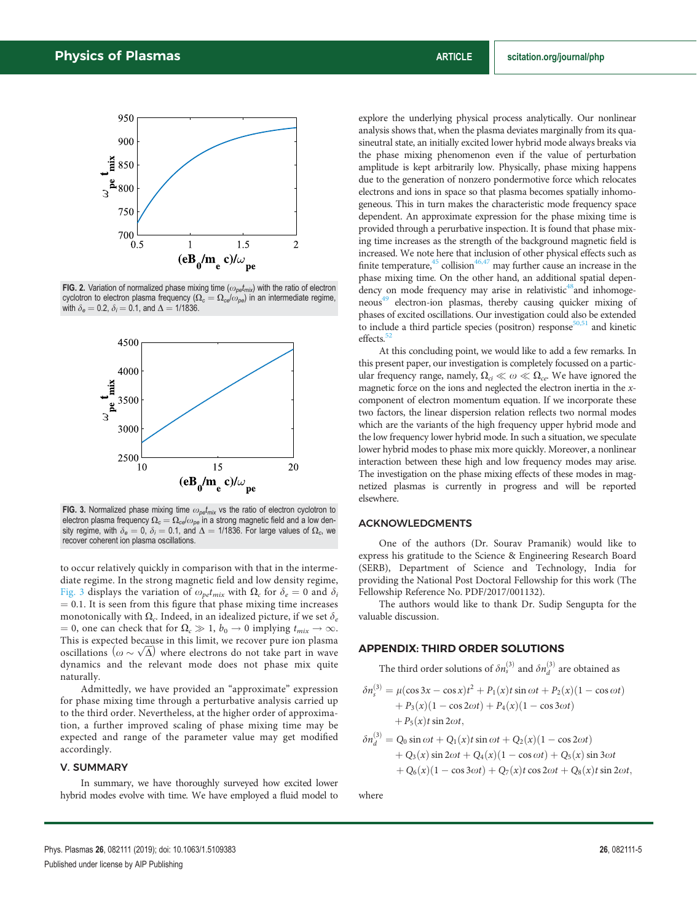FIG. 2. Variation of normalized phase mixing time ($\omega_{pe}t_{mix}$) with the ratio of electron cyclotron to electron plasma frequency ($\Omega_c = \Omega_{ce}/\omega_{pe}$) in an intermediate regime, with $\delta_e = 0.2$, $\delta_i = 0.1$, and $\Delta = 1/1836$.

FIG. 3. Normalized phase mixing time $\omega_{pe}t_{mix}$ vs the ratio of electron cyclotron to electron plasma frequency $\Omega_c = \Omega_{ce}/\omega_{pe}$ in a strong magnetic field and a low density regime, with $\delta_e = 0$, $\delta_i = 0.1$, and $\Delta = 1/1836$. For large values of $\Omega_c$, we recover coherent ion plasma oscillations.

to occur relatively quickly in comparison with that in the intermediate regime. In the strong magnetic field and low density regime, Fig. 3 displays the variation of $\omega_{pe}t_{mix}$ with $\Omega_c$ for $\delta_e = 0$ and $\delta_i = 0.1$. It is seen from this figure that phase mixing time increases monotonically with $\Omega_c$. Indeed, in an idealized picture, if we set $\delta_e = 0$, one can check that for $\Omega_c \gg 1$, $b_0 \to 0$ implying $t_{mix} \to \infty$. This is expected because in this limit, we recover pure ion plasma oscillations $\left(\omega \sim \sqrt{\Delta}\right)$ where electrons do not take part in wave dynamics and the relevant mode does not phase mix quite naturally.

Admittedly, we have provided an "approximate" expression for phase mixing time through a perturbative analysis carried up to the third order. Nevertheless, at the higher order of approximation, a further improved scaling of phase mixing time may be expected and range of the parameter value may get modified accordingly.

## V. SUMMARY

In summary, we have thoroughly surveyed how excited lower hybrid modes evolve with time. We have employed a fluid model to explore the underlying physical process analytically. Our nonlinear analysis shows that, when the plasma deviates marginally from its quasineutral state, an initially excited lower hybrid mode always breaks via the phase mixing phenomenon even if the value of perturbation amplitude is kept arbitrarily low. Physically, phase mixing happens due to the generation of nonzero pondermotive force which relocates electrons and ions in space so that plasma becomes spatially inhomogeneous. This in turn makes the characteristic mode frequency space dependent. An approximate expression for the phase mixing time is provided through a perturbative inspection. It is found that phase mixing time increases as the strength of the background magnetic field is increased. We note here that inclusion of other physical effects such as finite temperature,[45] collision[46,47] may further cause an increase in the phase mixing time. On the other hand, an additional spatial dependency on mode frequency may arise in relativistic[48] and inhomogeneous[49] electron-ion plasmas, thereby causing quicker mixing of phases of excited oscillations. Our investigation could also be extended to include a third particle species (positron) response[50,51] and kinetic effects.[52]

At this concluding point, we would like to add a few remarks. In this present paper, our investigation is completely focussed on a particular frequency range, namely, $\Omega_{ci} \ll \omega \ll \Omega_{ce}$. We have ignored the magnetic force on the ions and neglected the electron inertia in the $x$-component of electron momentum equation. If we incorporate these two factors, the linear dispersion relation reflects two normal modes which are the variants of the high frequency upper hybrid mode and the low frequency lower hybrid mode. In such a situation, we speculate lower hybrid modes to phase mix more quickly. Moreover, a nonlinear interaction between these high and low frequency modes may arise. The investigation on the phase mixing effects of these modes in magnetized plasmas is currently in progress and will be reported elsewhere.

## ACKNOWLEDGMENTS

One of the authors (Dr. Sourav Pramanik) would like to express his gratitude to the Science & Engineering Research Board (SERB), Department of Science and Technology, India for providing the National Post Doctoral Fellowship for this work (The Fellowship Reference No. PDF/2017/001132).

The authors would like to thank Dr. Sudip Sengupta for the valuable discussion.

## APPENDIX: THIRD ORDER SOLUTIONS

The third order solutions of $\delta n_s^{(3)}$ and $\delta n_d^{(3)}$ are obtained as

$$
\begin{aligned}
\delta n_s^{(3)} &= \mu(\cos 3x - \cos x)t^2 + P_1(x)t\sin\omega t + P_2(x)(1-\cos\omega t) \\
&\quad + P_3(x)(1-\cos 2\omega t) + P_4(x)(1-\cos 3\omega t) \\
&\quad + P_5(x)t\sin 2\omega t, \\
\delta n_d^{(3)} &= Q_0\sin\omega t + Q_1(x)t\sin\omega t + Q_2(x)(1-\cos 2\omega t) \\
&\quad + Q_3(x)\sin 2\omega t + Q_4(x)(1-\cos\omega t) + Q_5(x)\sin 3\omega t \\
&\quad + Q_6(x)(1-\cos 3\omega t) + Q_7(x)t\cos 2\omega t + Q_8(x)t\sin 2\omega t,
\end{aligned}
$$

where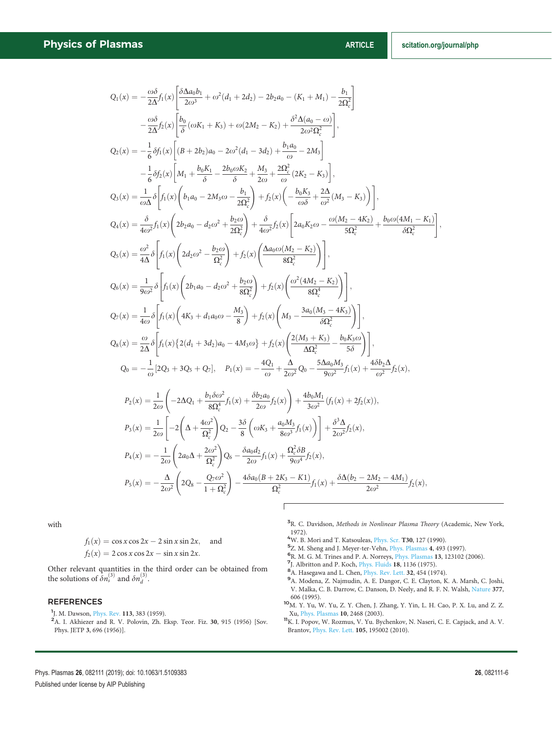$$Q_1(x) = -\frac{\omega\delta}{2\Delta} f_1(x)\left[\frac{\delta\Delta a_0 b_1}{2\omega^3} + \omega^2(d_1 + 2d_2) - 2b_2a_0 - (K_1 + M_1) - \frac{b_1}{2\Omega_c^2}\right]$$
$$-\frac{\omega\delta}{2\Delta} f_2(x)\left[\frac{b_0}{\delta}(\omega K_1 + K_3) + \omega(2M_2 - K_2) + \frac{\delta^2\Delta(a_0 - \omega)}{2\omega^2\Omega_c^2}\right],$$

$$Q_2(x) = -\frac{1}{6}\delta f_1(x)\left[(B + 2b_2)a_0 - 2\omega^2(d_1 - 3d_2) + \frac{b_1 a_0}{\omega} - 2M_3\right]$$
$$-\frac{1}{6}\delta f_2(x)\left[M_1 + \frac{b_0 K_1}{\delta} - \frac{2b_0\omega K_2}{\delta} + \frac{M_3}{2\omega} + \frac{2\Omega_c^2}{\omega}(2K_2 - K_3)\right],$$

$$Q_3(x) = \frac{1}{\omega\Delta}\delta\left[f_1(x)\left(b_1 a_0 - 2M_3\omega - \frac{b_1}{2\Omega_c^2}\right) + f_2(x)\left(-\frac{b_0 K_3}{\omega\delta} + \frac{2\Delta}{\omega^2}(M_3 - K_3)\right)\right],$$

$$Q_4(x) = \frac{\delta}{4\omega^2} f_1(x)\left(2b_2a_0 - d_2\omega^2 + \frac{b_2\omega}{2\Omega_c^2}\right) + \frac{\delta}{4\omega^2} f_2(x)\left[2a_0K_2\omega - \frac{\omega(M_2 - 4K_2)}{5\Omega_c^2} + \frac{b_0\omega(4M_1 - K_1)}{\delta\Omega_c^2}\right],$$

$$Q_5(x) = \frac{\omega^2}{4\Delta}\delta\left[f_1(x)\left(2d_2\omega^2 - \frac{b_2\omega}{\Omega_c^2}\right) + f_2(x)\left(\frac{\Delta a_0\omega(M_2 - K_2)}{8\Omega_c^2}\right)\right],$$

$$Q_6(x) = \frac{1}{9\omega^2}\delta\left[f_1(x)\left(2b_1a_0 - d_2\omega^2 + \frac{b_2\omega}{8\Omega_c^2}\right) + f_2(x)\left(\frac{\omega^2(4M_2 - K_2)}{8\Omega_c^4}\right)\right],$$

$$Q_7(x) = \frac{1}{4\omega}\delta\left[f_1(x)\left(4K_3 + d_1a_0\omega - \frac{M_3}{8}\right) + f_2(x)\left(M_3 - \frac{3a_0(M_3 - 4K_3)}{\delta\Omega_c^2}\right)\right],$$

$$Q_8(x) = \frac{\omega}{2\Delta}\delta\left[f_1(x)\{2(d_1 + 3d_2)a_0 - 4M_3\omega\} + f_2(x)\left(\frac{2(M_3 + K_3)}{\Delta\Omega_c^2} - \frac{b_0K_3\omega}{5\delta}\right)\right],$$

$$Q_0 = -\frac{1}{\omega}[2Q_3 + 3Q_5 + Q_7], \quad P_1(x) = -\frac{4Q_1}{\omega} + \frac{\Delta}{2\omega^2}Q_0 - \frac{5\Delta a_0 M_3}{9\omega^2}f_1(x) + \frac{4\delta b_2\Delta}{\omega^2}f_2(x),$$

$$P_2(x) = \frac{1}{2\omega}\left(-2\Delta Q_1 + \frac{b_1\delta\omega^2}{8\Omega_c^4}f_1(x) + \frac{\delta b_2 a_0}{2\omega}f_2(x)\right) + \frac{4b_0M_1}{3\omega^2}(f_1(x) + 2f_2(x)),$$

$$P_3(x) = \frac{1}{2\omega}\left[-2\left(\Delta + \frac{4\omega^2}{\Omega_c^2}\right)Q_2 - \frac{3\delta}{8}\left(\omega K_3 + \frac{a_0M_3}{8\omega^3}f_1(x)\right)\right] + \frac{\delta^3\Delta}{2\omega^2}f_2(x),$$

$$P_4(x) = -\frac{1}{2\omega}\left(2a_0\Delta + \frac{2\omega^2}{\Omega_c^2}\right)Q_6 - \frac{\delta a_0 d_2}{2\omega}f_1(x) + \frac{\Omega_c^2\delta B}{9\omega^4}f_2(x),$$

$$P_5(x) = -\frac{\Delta}{2\omega^2}\left(2Q_8 - \frac{Q_7\omega^2}{1 + \Omega_c^2}\right) - \frac{4\delta a_0(B + 2K_3 - K1)}{\Omega_c^2}f_1(x) + \frac{\delta\Delta(b_2 - 2M_2 - 4M_1)}{2\omega^2}f_2(x),$$

with

$$f_1(x) = \cos x\cos 2x - 2\sin x\sin 2x, \quad \text{and}$$
$$f_2(x) = 2\cos x\cos 2x - \sin x\sin 2x.$$

Other relevant quantities in the third order can be obtained from the solutions of $\delta n_s^{(3)}$ and $\delta n_d^{(3)}$.

## REFERENCES

[1] J. M. Dawson, Phys. Rev. **113**, 383 (1959).

[2] A. I. Akhiezer and R. V. Polovin, Zh. Eksp. Teor. Fiz. **30**, 915 (1956) [Sov. Phys. JETP **3**, 696 (1956)].

[3] R. C. Davidson, *Methods in Nonlinear Plasma Theory* (Academic, New York, 1972).

[4] W. B. Mori and T. Katsouleas, Phys. Scr. **T30**, 127 (1990).

[5] Z. M. Sheng and J. Meyer-ter-Vehn, Phys. Plasmas **4**, 493 (1997).

[6] R. M. G. M. Trines and P. A. Norreys, Phys. Plasmas **13**, 123102 (2006).

[7] J. Albritton and P. Koch, Phys. Fluids **18**, 1136 (1975).

[8] A. Hasegawa and L. Chen, Phys. Rev. Lett. **32**, 454 (1974).

[9] A. Modena, Z. Najmudin, A. E. Dangor, C. E. Clayton, K. A. Marsh, C. Joshi, V. Malka, C. B. Darrow, C. Danson, D. Neely, and R. F. N. Walsh, Nature **377**, 606 (1995).

[10] M. Y. Yu, W. Yu, Z. Y. Chen, J. Zhang, Y. Yin, L. H. Cao, P. X. Lu, and Z. Z. Xu, Phys. Plasmas **10**, 2468 (2003).

[11] K. I. Popov, W. Rozmus, V. Yu. Bychenkov, N. Naseri, C. E. Capjack, and A. V. Brantov, Phys. Rev. Lett. **105**, 195002 (2010).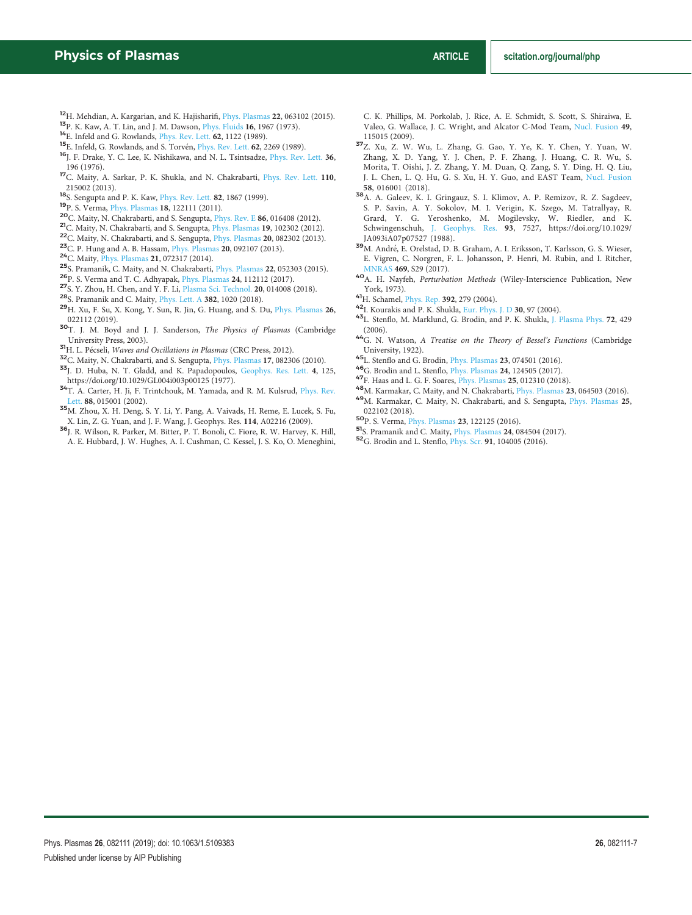[12]H. Mehdian, A. Kargarian, and K. Hajisharifi, Phys. Plasmas **22**, 063102 (2015).
[13]P. K. Kaw, A. T. Lin, and J. M. Dawson, Phys. Fluids **16**, 1967 (1973).
[14]E. Infeld and G. Rowlands, Phys. Rev. Lett. **62**, 1122 (1989).
[15]E. Infeld, G. Rowlands, and S. Torvén, Phys. Rev. Lett. **62**, 2269 (1989).
[16]J. F. Drake, Y. C. Lee, K. Nishikawa, and N. L. Tsintsadze, Phys. Rev. Lett. **36**, 196 (1976).
[17]C. Maity, A. Sarkar, P. K. Shukla, and N. Chakrabarti, Phys. Rev. Lett. **110**, 215002 (2013).
[18]S. Sengupta and P. K. Kaw, Phys. Rev. Lett. **82**, 1867 (1999).
[19]P. S. Verma, Phys. Plasmas **18**, 122111 (2011).
[20]C. Maity, N. Chakrabarti, and S. Sengupta, Phys. Rev. E **86**, 016408 (2012).
[21]C. Maity, N. Chakrabarti, and S. Sengupta, Phys. Plasmas **19**, 102302 (2012).
[22]C. Maity, N. Chakrabarti, and S. Sengupta, Phys. Plasmas **20**, 082302 (2013).
[23]C. P. Hung and A. B. Hassam, Phys. Plasmas **20**, 092107 (2013).
[24]C. Maity, Phys. Plasmas **21**, 072317 (2014).
[25]S. Pramanik, C. Maity, and N. Chakrabarti, Phys. Plasmas **22**, 052303 (2015).
[26]P. S. Verma and T. C. Adhyapak, Phys. Plasmas **24**, 112112 (2017).
[27]S. Y. Zhou, H. Chen, and Y. F. Li, Plasma Sci. Technol. **20**, 014008 (2018).
[28]S. Pramanik and C. Maity, Phys. Lett. A **382**, 1020 (2018).
[29]H. Xu, F. Su, X. Kong, Y. Sun, R. Jin, G. Huang, and S. Du, Phys. Plasmas **26**, 022112 (2019).
[30]T. J. M. Boyd and J. J. Sanderson, *The Physics of Plasmas* (Cambridge University Press, 2003).
[31]H. L. Pécseli, *Waves and Oscillations in Plasmas* (CRC Press, 2012).
[32]C. Maity, N. Chakrabarti, and S. Sengupta, Phys. Plasmas **17**, 082306 (2010).
[33]J. D. Huba, N. T. Gladd, and K. Papadopoulos, Geophys. Res. Lett. **4**, 125, https://doi.org/10.1029/GL004i003p00125 (1977).
[34]T. A. Carter, H. Ji, F. Trintchouk, M. Yamada, and R. M. Kulsrud, Phys. Rev. Lett. **88**, 015001 (2002).
[35]M. Zhou, X. H. Deng, S. Y. Li, Y. Pang, A. Vaivads, H. Reme, E. Lucek, S. Fu, X. Lin, Z. G. Yuan, and J. F. Wang, J. Geophys. Res. **114**, A02216 (2009).
[36]J. R. Wilson, R. Parker, M. Bitter, P. T. Bonoli, C. Fiore, R. W. Harvey, K. Hill, A. E. Hubbard, J. W. Hughes, A. I. Cushman, C. Kessel, J. S. Ko, O. Meneghini, C. K. Phillips, M. Porkolab, J. Rice, A. E. Schmidt, S. Scott, S. Shiraiwa, E. Valeo, G. Wallace, J. C. Wright, and Alcator C-Mod Team, Nucl. Fusion **49**, 115015 (2009).
[37]Z. Xu, Z. W. Wu, L. Zhang, G. Gao, Y. Ye, K. Y. Chen, Y. Yuan, W. Zhang, X. D. Yang, Y. J. Chen, P. F. Zhang, J. Huang, C. R. Wu, S. Morita, T. Oishi, J. Z. Zhang, Y. M. Duan, Q. Zang, S. Y. Ding, H. Q. Liu, J. L. Chen, L. Q. Hu, G. S. Xu, H. Y. Guo, and EAST Team, Nucl. Fusion **58**, 016001 (2018).
[38]A. A. Galeev, K. I. Gringauz, S. I. Klimov, A. P. Remizov, R. Z. Sagdeev, S. P. Savin, A. Y. Sokolov, M. I. Verigin, K. Szego, M. Tatrallyay, R. Grard, Y. G. Yeroshenko, M. Mogilevsky, W. Riedler, and K. Schwingenschuh, J. Geophys. Res. **93**, 7527, https://doi.org/10.1029/JA093iA07p07527 (1988).
[39]M. André, E. Orelstad, D. B. Graham, A. I. Eriksson, T. Karlsson, G. S. Wieser, E. Vigren, C. Norgren, F. L. Johansson, P. Henri, M. Rubin, and I. Ritcher, MNRAS **469**, S29 (2017).
[40]A. H. Nayfeh, *Perturbation Methods* (Wiley-Interscience Publication, New York, 1973).
[41]H. Schamel, Phys. Rep. **392**, 279 (2004).
[42]I. Kourakis and P. K. Shukla, Eur. Phys. J. D **30**, 97 (2004).
[43]L. Stenflo, M. Marklund, G. Brodin, and P. K. Shukla, J. Plasma Phys. **72**, 429 (2006).
[44]G. N. Watson, *A Treatise on the Theory of Bessel's Functions* (Cambridge University, 1922).
[45]L. Stenflo and G. Brodin, Phys. Plasmas **23**, 074501 (2016).
[46]G. Brodin and L. Stenflo, Phys. Plasmas **24**, 124505 (2017).
[47]F. Haas and L. G. F. Soares, Phys. Plasmas **25**, 012310 (2018).
[48]M. Karmakar, C. Maity, and N. Chakrabarti, Phys. Plasmas **23**, 064503 (2016).
[49]M. Karmakar, C. Maity, N. Chakrabarti, and S. Sengupta, Phys. Plasmas **25**, 022102 (2018).
[50]P. S. Verma, Phys. Plasmas **23**, 122125 (2016).
[51]S. Pramanik and C. Maity, Phys. Plasmas **24**, 084504 (2017).
[52]G. Brodin and L. Stenflo, Phys. Scr. **91**, 104005 (2016).